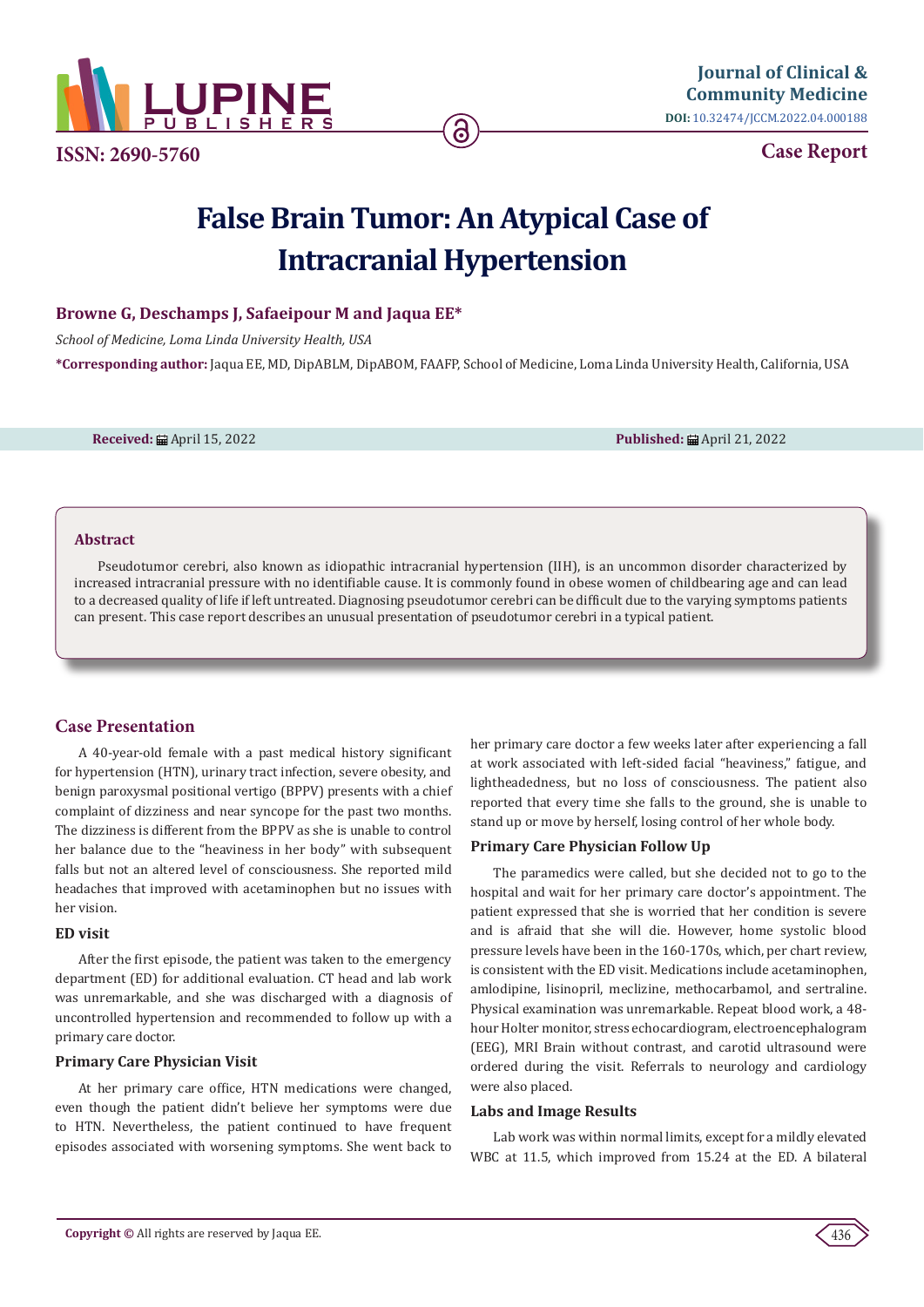ISSN: 2690-5760

**Journal of Clinical & Community Medicine**

**DOI:** 10.32474/JCCM.2022.04.000188

**Case Report**

# False Brain Tumor: An Atypical Case of Intracranial Hypertension

**Browne G, Deschamps J, Safaeipour M and Jaqua EE***

*School of Medicine, Loma Linda University Health, USA*

**\*Corresponding author:** Jaqua EE, MD, DipABLM, DipABOM, FAAFP, School of Medicine, Loma Linda University Health, California, USA

**Received:** April 15, 2022 **Published:** April 21, 2022

## Abstract

Pseudotumor cerebri, also known as idiopathic intracranial hypertension (IIH), is an uncommon disorder characterized by increased intracranial pressure with no identifiable cause. It is commonly found in obese women of childbearing age and can lead to a decreased quality of life if left untreated. Diagnosing pseudotumor cerebri can be difficult due to the varying symptoms patients can present. This case report describes an unusual presentation of pseudotumor cerebri in a typical patient.

## Case Presentation

A 40-year-old female with a past medical history significant for hypertension (HTN), urinary tract infection, severe obesity, and benign paroxysmal positional vertigo (BPPV) presents with a chief complaint of dizziness and near syncope for the past two months. The dizziness is different from the BPPV as she is unable to control her balance due to the "heaviness in her body" with subsequent falls but not an altered level of consciousness. She reported mild headaches that improved with acetaminophen but no issues with her vision.

### ED visit

After the first episode, the patient was taken to the emergency department (ED) for additional evaluation. CT head and lab work was unremarkable, and she was discharged with a diagnosis of uncontrolled hypertension and recommended to follow up with a primary care doctor.

### Primary Care Physician Visit

At her primary care office, HTN medications were changed, even though the patient didn't believe her symptoms were due to HTN. Nevertheless, the patient continued to have frequent episodes associated with worsening symptoms. She went back to her primary care doctor a few weeks later after experiencing a fall at work associated with left-sided facial "heaviness," fatigue, and lightheadedness, but no loss of consciousness. The patient also reported that every time she falls to the ground, she is unable to stand up or move by herself, losing control of her whole body.

### Primary Care Physician Follow Up

The paramedics were called, but she decided not to go to the hospital and wait for her primary care doctor's appointment. The patient expressed that she is worried that her condition is severe and is afraid that she will die. However, home systolic blood pressure levels have been in the 160-170s, which, per chart review, is consistent with the ED visit. Medications include acetaminophen, amlodipine, lisinopril, meclizine, methocarbamol, and sertraline. Physical examination was unremarkable. Repeat blood work, a 48-hour Holter monitor, stress echocardiogram, electroencephalogram (EEG), MRI Brain without contrast, and carotid ultrasound were ordered during the visit. Referrals to neurology and cardiology were also placed.

### Labs and Image Results

Lab work was within normal limits, except for a mildly elevated WBC at 11.5, which improved from 15.24 at the ED. A bilateral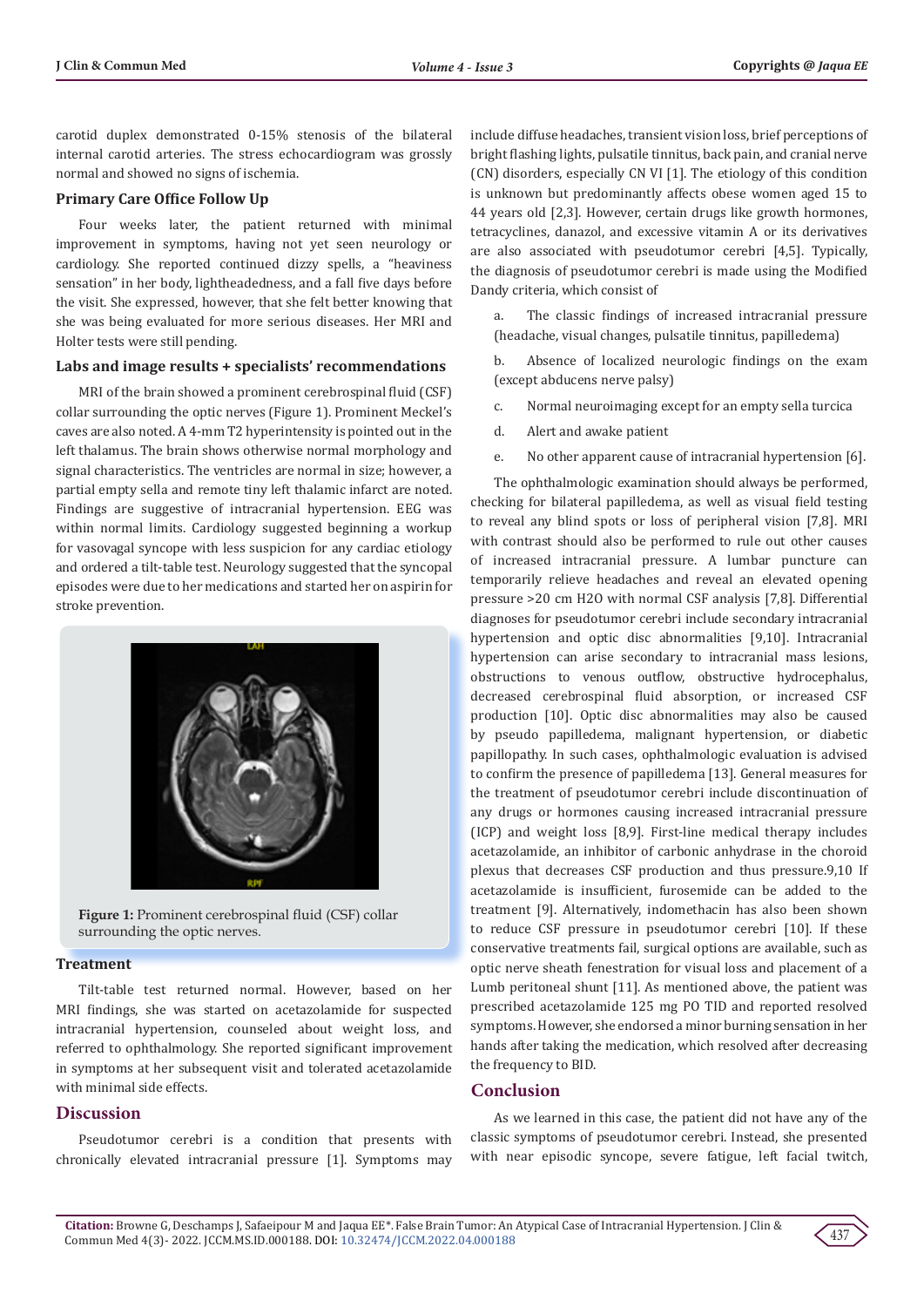carotid duplex demonstrated 0-15% stenosis of the bilateral internal carotid arteries. The stress echocardiogram was grossly normal and showed no signs of ischemia.

### Primary Care Office Follow Up

Four weeks later, the patient returned with minimal improvement in symptoms, having not yet seen neurology or cardiology. She reported continued dizzy spells, a "heaviness sensation" in her body, lightheadedness, and a fall five days before the visit. She expressed, however, that she felt better knowing that she was being evaluated for more serious diseases. Her MRI and Holter tests were still pending.

### Labs and image results + specialists' recommendations

MRI of the brain showed a prominent cerebrospinal fluid (CSF) collar surrounding the optic nerves (Figure 1). Prominent Meckel's caves are also noted. A 4-mm T2 hyperintensity is pointed out in the left thalamus. The brain shows otherwise normal morphology and signal characteristics. The ventricles are normal in size; however, a partial empty sella and remote tiny left thalamic infarct are noted. Findings are suggestive of intracranial hypertension. EEG was within normal limits. Cardiology suggested beginning a workup for vasovagal syncope with less suspicion for any cardiac etiology and ordered a tilt-table test. Neurology suggested that the syncopal episodes were due to her medications and started her on aspirin for stroke prevention.

**Figure 1:** Prominent cerebrospinal fluid (CSF) collar surrounding the optic nerves.

### Treatment

Tilt-table test returned normal. However, based on her MRI findings, she was started on acetazolamide for suspected intracranial hypertension, counseled about weight loss, and referred to ophthalmology. She reported significant improvement in symptoms at her subsequent visit and tolerated acetazolamide with minimal side effects.

## Discussion

Pseudotumor cerebri is a condition that presents with chronically elevated intracranial pressure [1]. Symptoms may include diffuse headaches, transient vision loss, brief perceptions of bright flashing lights, pulsatile tinnitus, back pain, and cranial nerve (CN) disorders, especially CN VI [1]. The etiology of this condition is unknown but predominantly affects obese women aged 15 to 44 years old [2,3]. However, certain drugs like growth hormones, tetracyclines, danazol, and excessive vitamin A or its derivatives are also associated with pseudotumor cerebri [4,5]. Typically, the diagnosis of pseudotumor cerebri is made using the Modified Dandy criteria, which consist of

a. The classic findings of increased intracranial pressure (headache, visual changes, pulsatile tinnitus, papilledema)

b. Absence of localized neurologic findings on the exam (except abducens nerve palsy)

c. Normal neuroimaging except for an empty sella turcica

d. Alert and awake patient

e. No other apparent cause of intracranial hypertension [6].

The ophthalmologic examination should always be performed, checking for bilateral papilledema, as well as visual field testing to reveal any blind spots or loss of peripheral vision [7,8]. MRI with contrast should also be performed to rule out other causes of increased intracranial pressure. A lumbar puncture can temporarily relieve headaches and reveal an elevated opening pressure >20 cm H2O with normal CSF analysis [7,8]. Differential diagnoses for pseudotumor cerebri include secondary intracranial hypertension and optic disc abnormalities [9,10]. Intracranial hypertension can arise secondary to intracranial mass lesions, obstructions to venous outflow, obstructive hydrocephalus, decreased cerebrospinal fluid absorption, or increased CSF production [10]. Optic disc abnormalities may also be caused by pseudo papilledema, malignant hypertension, or diabetic papillopathy. In such cases, ophthalmologic evaluation is advised to confirm the presence of papilledema [13]. General measures for the treatment of pseudotumor cerebri include discontinuation of any drugs or hormones causing increased intracranial pressure (ICP) and weight loss [8,9]. First-line medical therapy includes acetazolamide, an inhibitor of carbonic anhydrase in the choroid plexus that decreases CSF production and thus pressure.9,10 If acetazolamide is insufficient, furosemide can be added to the treatment [9]. Alternatively, indomethacin has also been shown to reduce CSF pressure in pseudotumor cerebri [10]. If these conservative treatments fail, surgical options are available, such as optic nerve sheath fenestration for visual loss and placement of a Lumb peritoneal shunt [11]. As mentioned above, the patient was prescribed acetazolamide 125 mg PO TID and reported resolved symptoms. However, she endorsed a minor burning sensation in her hands after taking the medication, which resolved after decreasing the frequency to BID.

## Conclusion

As we learned in this case, the patient did not have any of the classic symptoms of pseudotumor cerebri. Instead, she presented with near episodic syncope, severe fatigue, left facial twitch,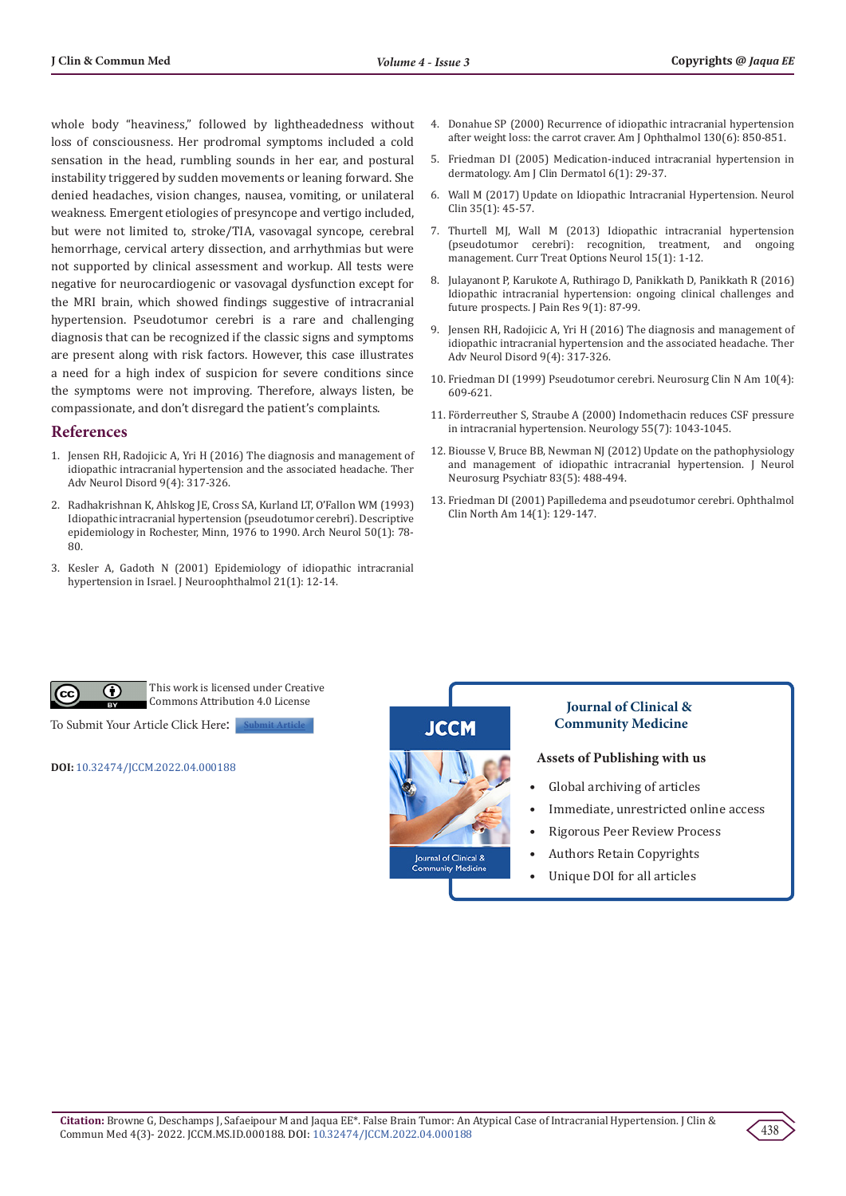whole body "heaviness," followed by lightheadedness without loss of consciousness. Her prodromal symptoms included a cold sensation in the head, rumbling sounds in her ear, and postural instability triggered by sudden movements or leaning forward. She denied headaches, vision changes, nausea, vomiting, or unilateral weakness. Emergent etiologies of presyncope and vertigo included, but were not limited to, stroke/TIA, vasovagal syncope, cerebral hemorrhage, cervical artery dissection, and arrhythmias but were not supported by clinical assessment and workup. All tests were negative for neurocardiogenic or vasovagal dysfunction except for the MRI brain, which showed findings suggestive of intracranial hypertension. Pseudotumor cerebri is a rare and challenging diagnosis that can be recognized if the classic signs and symptoms are present along with risk factors. However, this case illustrates a need for a high index of suspicion for severe conditions since the symptoms were not improving. Therefore, always listen, be compassionate, and don't disregard the patient's complaints.

## References

1. Jensen RH, Radojicic A, Yri H (2016) The diagnosis and management of idiopathic intracranial hypertension and the associated headache. Ther Adv Neurol Disord 9(4): 317-326.
2. Radhakrishnan K, Ahlskog JE, Cross SA, Kurland LT, O'Fallon WM (1993) Idiopathic intracranial hypertension (pseudotumor cerebri). Descriptive epidemiology in Rochester, Minn, 1976 to 1990. Arch Neurol 50(1): 78-80.
3. Kesler A, Gadoth N (2001) Epidemiology of idiopathic intracranial hypertension in Israel. J Neuroophthalmol 21(1): 12-14.
4. Donahue SP (2000) Recurrence of idiopathic intracranial hypertension after weight loss: the carrot craver. Am J Ophthalmol 130(6): 850-851.
5. Friedman DI (2005) Medication-induced intracranial hypertension in dermatology. Am J Clin Dermatol 6(1): 29-37.
6. Wall M (2017) Update on Idiopathic Intracranial Hypertension. Neurol Clin 35(1): 45-57.
7. Thurtell MJ, Wall M (2013) Idiopathic intracranial hypertension (pseudotumor cerebri): recognition, treatment, and ongoing management. Curr Treat Options Neurol 15(1): 1-12.
8. Julayanont P, Karukote A, Ruthirago D, Panikkath D, Panikkath R (2016) Idiopathic intracranial hypertension: ongoing clinical challenges and future prospects. J Pain Res 9(1): 87-99.
9. Jensen RH, Radojicic A, Yri H (2016) The diagnosis and management of idiopathic intracranial hypertension and the associated headache. Ther Adv Neurol Disord 9(4): 317-326.
10. Friedman DI (1999) Pseudotumor cerebri. Neurosurg Clin N Am 10(4): 609-621.
11. Förderreuther S, Straube A (2000) Indomethacin reduces CSF pressure in intracranial hypertension. Neurology 55(7): 1043-1045.
12. Biousse V, Bruce BB, Newman NJ (2012) Update on the pathophysiology and management of idiopathic intracranial hypertension. J Neurol Neurosurg Psychiatr 83(5): 488-494.
13. Friedman DI (2001) Papilledema and pseudotumor cerebri. Ophthalmol Clin North Am 14(1): 129-147.

This work is licensed under Creative Commons Attribution 4.0 License

To Submit Your Article Click Here: Submit Article

**DOI:** 10.32474/JCCM.2022.04.000188

**Journal of Clinical & Community Medicine**

**Assets of Publishing with us**

- Global archiving of articles
- Immediate, unrestricted online access
- Rigorous Peer Review Process
- Authors Retain Copyrights
- Unique DOI for all articles

**Citation:** Browne G, Deschamps J, Safaeipour M and Jaqua EE*. False Brain Tumor: An Atypical Case of Intracranial Hypertension. J Clin & Commun Med 4(3)- 2022. JCCM.MS.ID.000188. DOI: 10.32474/JCCM.2022.04.000188